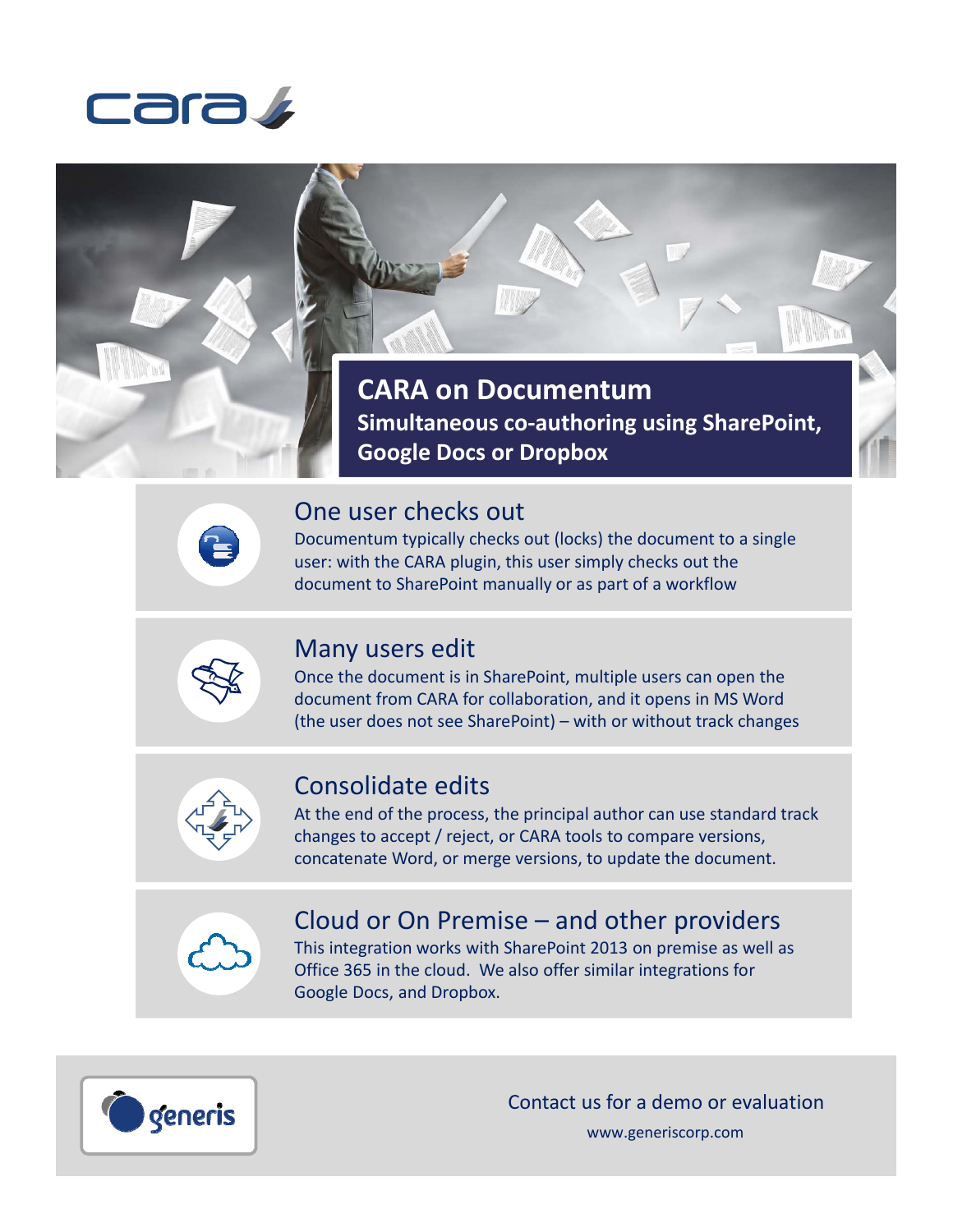cara

# CARA on Documentum

## Simultaneous co-authoring using SharePoint, Google Docs or Dropbox

### One user checks out

Documentum typically checks out (locks) the document to a single user: with the CARA plugin, this user simply checks out the document to SharePoint manually or as part of a workflow

### Many users edit

Once the document is in SharePoint, multiple users can open the document from CARA for collaboration, and it opens in MS Word (the user does not see SharePoint) – with or without track changes

### Consolidate edits

At the end of the process, the principal author can use standard track changes to accept / reject, or CARA tools to compare versions, concatenate Word, or merge versions, to update the document.

### Cloud or On Premise – and other providers

This integration works with SharePoint 2013 on premise as well as Office 365 in the cloud. We also offer similar integrations for Google Docs, and Dropbox.

generis

Contact us for a demo or evaluation

www.generiscorp.com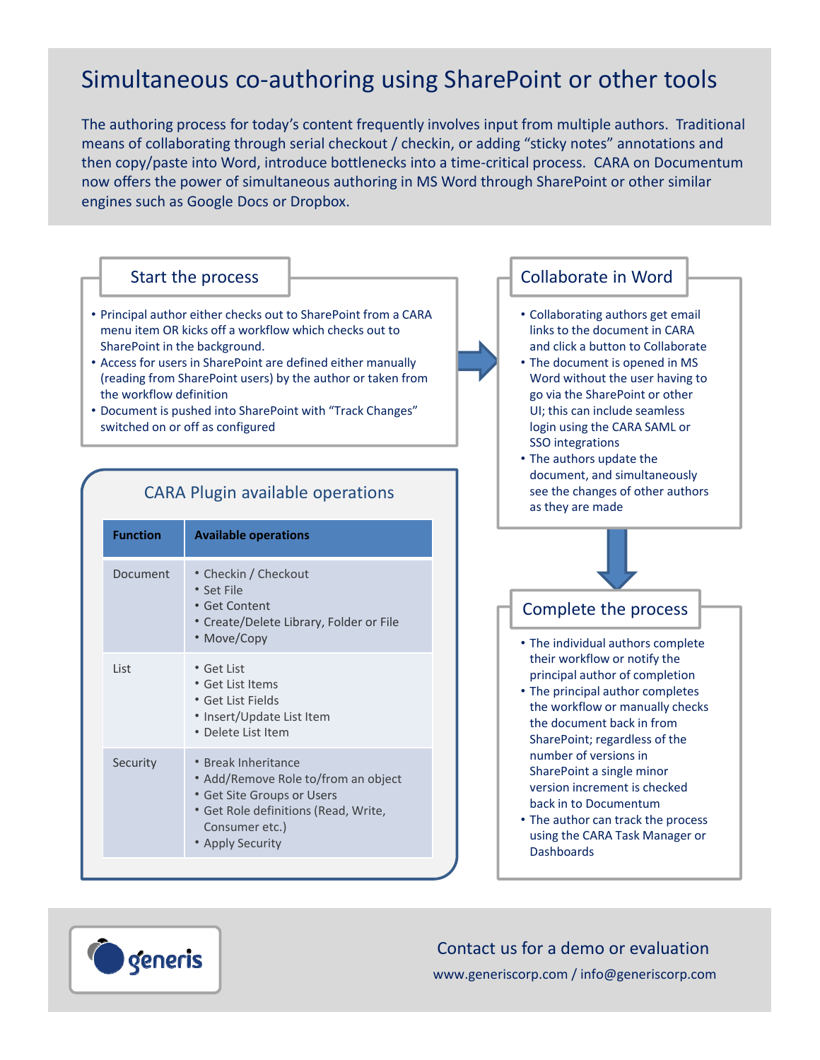# Simultaneous co-authoring using SharePoint or other tools

The authoring process for today's content frequently involves input from multiple authors. Traditional means of collaborating through serial checkout / checkin, or adding "sticky notes" annotations and then copy/paste into Word, introduce bottlenecks into a time-critical process. CARA on Documentum now offers the power of simultaneous authoring in MS Word through SharePoint or other similar engines such as Google Docs or Dropbox.

## Start the process

- Principal author either checks out to SharePoint from a CARA menu item OR kicks off a workflow which checks out to SharePoint in the background.
- Access for users in SharePoint are defined either manually (reading from SharePoint users) by the author or taken from the workflow definition
- Document is pushed into SharePoint with "Track Changes" switched on or off as configured

## Collaborate in Word

- Collaborating authors get email links to the document in CARA and click a button to Collaborate
- The document is opened in MS Word without the user having to go via the SharePoint or other UI; this can include seamless login using the CARA SAML or SSO integrations
- The authors update the document, and simultaneously see the changes of other authors as they are made

## Complete the process

- The individual authors complete their workflow or notify the principal author of completion
- The principal author completes the workflow or manually checks the document back in from SharePoint; regardless of the number of versions in SharePoint a single minor version increment is checked back in to Documentum
- The author can track the process using the CARA Task Manager or Dashboards

## CARA Plugin available operations

| Function | Available operations |
|---|---|
| Document | • Checkin / Checkout<br>• Set File<br>• Get Content<br>• Create/Delete Library, Folder or File<br>• Move/Copy |
| List | • Get List<br>• Get List Items<br>• Get List Fields<br>• Insert/Update List Item<br>• Delete List Item |
| Security | • Break Inheritance<br>• Add/Remove Role to/from an object<br>• Get Site Groups or Users<br>• Get Role definitions (Read, Write, Consumer etc.)<br>• Apply Security |

generis

Contact us for a demo or evaluation

www.generiscorp.com / info@generiscorp.com